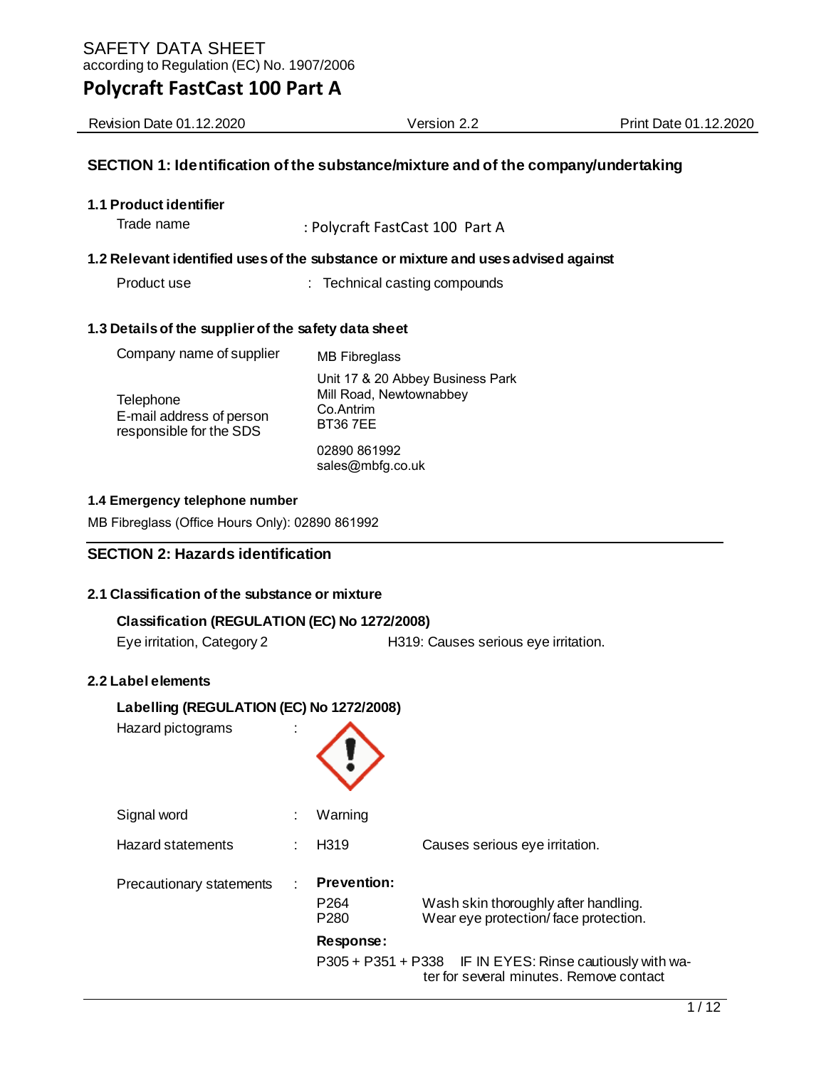SAFETY DATA SHEET
according to Regulation (EC) No. 1907/2006

# Polycraft FastCast 100 Part A

Revision Date 01.12.2020 | Version 2.2 | Print Date 01.12.2020

## SECTION 1: Identification of the substance/mixture and of the company/undertaking

### 1.1 Product identifier

Trade name : Polycraft FastCast 100 Part A

### 1.2 Relevant identified uses of the substance or mixture and uses advised against

Product use : Technical casting compounds

### 1.3 Details of the supplier of the safety data sheet

Company name of supplier: MB Fibreglass
Unit 17 & 20 Abbey Business Park
Mill Road, Newtownabbey
Co.Antrim
BT36 7EE

Telephone: 02890 861992

E-mail address of person responsible for the SDS: sales@mbfg.co.uk

### 1.4 Emergency telephone number

MB Fibreglass (Office Hours Only): 02890 861992

## SECTION 2: Hazards identification

### 2.1 Classification of the substance or mixture

**Classification (REGULATION (EC) No 1272/2008)**

Eye irritation, Category 2 H319: Causes serious eye irritation.

### 2.2 Label elements

**Labelling (REGULATION (EC) No 1272/2008)**

Hazard pictograms :

Signal word : Warning

Hazard statements : H319 Causes serious eye irritation.

Precautionary statements :

**Prevention:**

P264 Wash skin thoroughly after handling.
P280 Wear eye protection/ face protection.

**Response:**

P305 + P351 + P338 IF IN EYES: Rinse cautiously with water for several minutes. Remove contact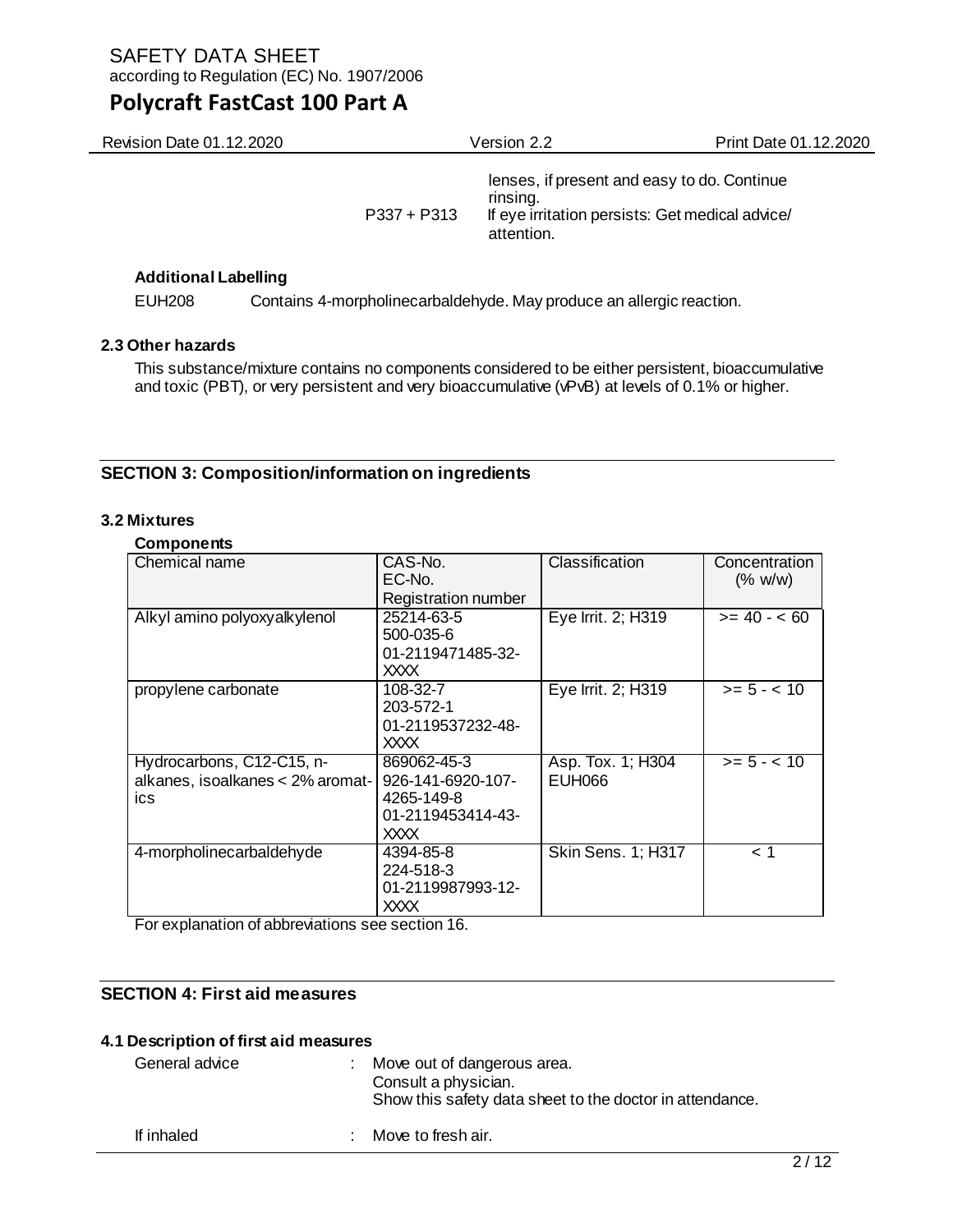lenses, if present and easy to do. Continue rinsing.

P337 + P313 If eye irritation persists: Get medical advice/ attention.

**Additional Labelling**

EUH208 Contains 4-morpholinecarbaldehyde. May produce an allergic reaction.

### 2.3 Other hazards

This substance/mixture contains no components considered to be either persistent, bioaccumulative and toxic (PBT), or very persistent and very bioaccumulative (vPvB) at levels of 0.1% or higher.

## SECTION 3: Composition/information on ingredients

### 3.2 Mixtures

**Components**

| Chemical name | CAS-No.<br>EC-No.<br>Registration number | Classification | Concentration (% w/w) |
|---|---|---|---|
| Alkyl amino polyoxyalkylenol | 25214-63-5<br>500-035-6<br>01-2119471485-32-XXXX | Eye Irrit. 2; H319 | >= 40 - < 60 |
| propylene carbonate | 108-32-7<br>203-572-1<br>01-2119537232-48-XXXX | Eye Irrit. 2; H319 | >= 5 - < 10 |
| Hydrocarbons, C12-C15, n-alkanes, isoalkanes < 2% aromatics | 869062-45-3<br>926-141-6920-107-4265-149-8<br>01-2119453414-43-XXXX | Asp. Tox. 1; H304<br>EUH066 | >= 5 - < 10 |
| 4-morpholinecarbaldehyde | 4394-85-8<br>224-518-3<br>01-2119987993-12-XXXX | Skin Sens. 1; H317 | < 1 |

For explanation of abbreviations see section 16.

## SECTION 4: First aid measures

### 4.1 Description of first aid measures

General advice : Move out of dangerous area.
Consult a physician.
Show this safety data sheet to the doctor in attendance.

If inhaled : Move to fresh air.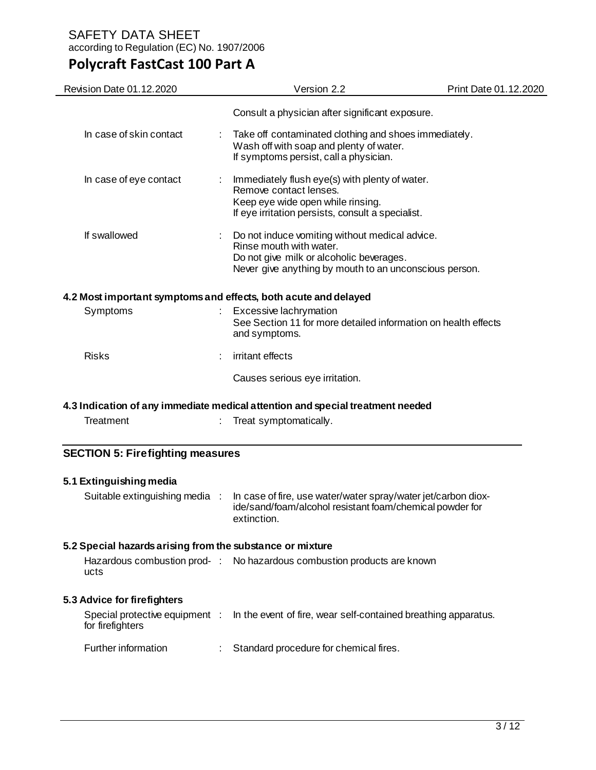Consult a physician after significant exposure.

| | | |
|---|---|---|
| In case of skin contact | : | Take off contaminated clothing and shoes immediately.<br>Wash off with soap and plenty of water.<br>If symptoms persist, call a physician. |
| In case of eye contact | : | Immediately flush eye(s) with plenty of water.<br>Remove contact lenses.<br>Keep eye wide open while rinsing.<br>If eye irritation persists, consult a specialist. |
| If swallowed | : | Do not induce vomiting without medical advice.<br>Rinse mouth with water.<br>Do not give milk or alcoholic beverages.<br>Never give anything by mouth to an unconscious person. |

### 4.2 Most important symptoms and effects, both acute and delayed

| | | |
|---|---|---|
| Symptoms | : | Excessive lachrymation<br>See Section 11 for more detailed information on health effects and symptoms. |
| Risks | : | irritant effects<br><br>Causes serious eye irritation. |

### 4.3 Indication of any immediate medical attention and special treatment needed

| | | |
|---|---|---|
| Treatment | : | Treat symptomatically. |

## SECTION 5: Firefighting measures

### 5.1 Extinguishing media

| | | |
|---|---|---|
| Suitable extinguishing media | : | In case of fire, use water/water spray/water jet/carbon dioxide/sand/foam/alcohol resistant foam/chemical powder for extinction. |

### 5.2 Special hazards arising from the substance or mixture

| | | |
|---|---|---|
| Hazardous combustion products | : | No hazardous combustion products are known |

### 5.3 Advice for firefighters

| | | |
|---|---|---|
| Special protective equipment for firefighters | : | In the event of fire, wear self-contained breathing apparatus. |
| Further information | : | Standard procedure for chemical fires. |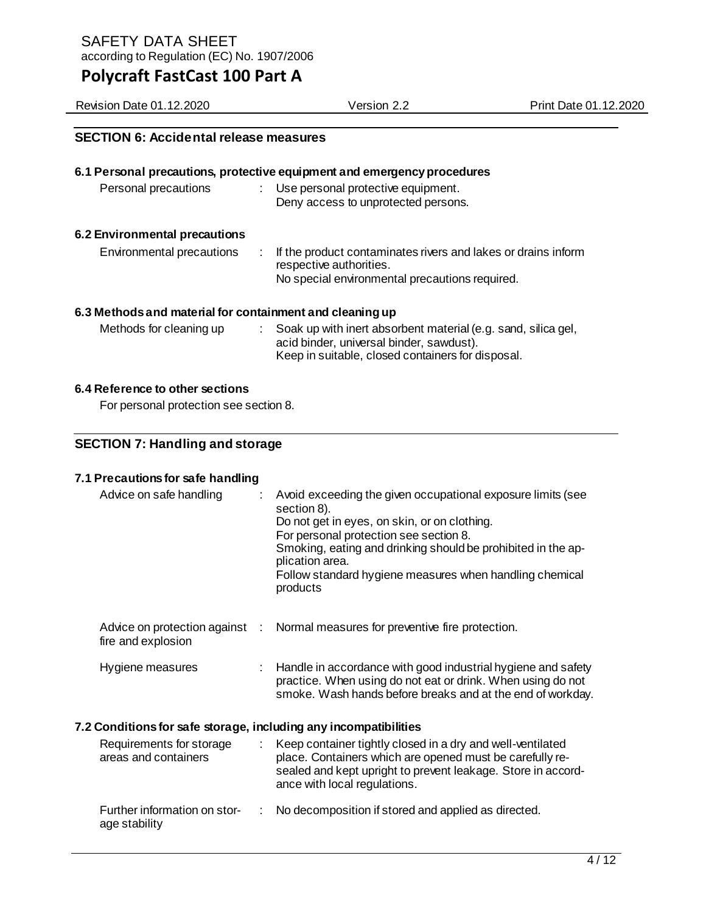## SECTION 6: Accidental release measures

### 6.1 Personal precautions, protective equipment and emergency procedures

| | |
|---|---|
| Personal precautions | : Use personal protective equipment. Deny access to unprotected persons. |

### 6.2 Environmental precautions

| | |
|---|---|
| Environmental precautions | : If the product contaminates rivers and lakes or drains inform respective authorities. No special environmental precautions required. |

### 6.3 Methods and material for containment and cleaning up

| | |
|---|---|
| Methods for cleaning up | : Soak up with inert absorbent material (e.g. sand, silica gel, acid binder, universal binder, sawdust). Keep in suitable, closed containers for disposal. |

### 6.4 Reference to other sections

For personal protection see section 8.

## SECTION 7: Handling and storage

### 7.1 Precautions for safe handling

| | |
|---|---|
| Advice on safe handling | : Avoid exceeding the given occupational exposure limits (see section 8). Do not get in eyes, on skin, or on clothing. For personal protection see section 8. Smoking, eating and drinking should be prohibited in the application area. Follow standard hygiene measures when handling chemical products |
| Advice on protection against fire and explosion | : Normal measures for preventive fire protection. |
| Hygiene measures | : Handle in accordance with good industrial hygiene and safety practice. When using do not eat or drink. When using do not smoke. Wash hands before breaks and at the end of workday. |

### 7.2 Conditions for safe storage, including any incompatibilities

| | |
|---|---|
| Requirements for storage areas and containers | : Keep container tightly closed in a dry and well-ventilated place. Containers which are opened must be carefully resealed and kept upright to prevent leakage. Store in accordance with local regulations. |
| Further information on storage stability | : No decomposition if stored and applied as directed. |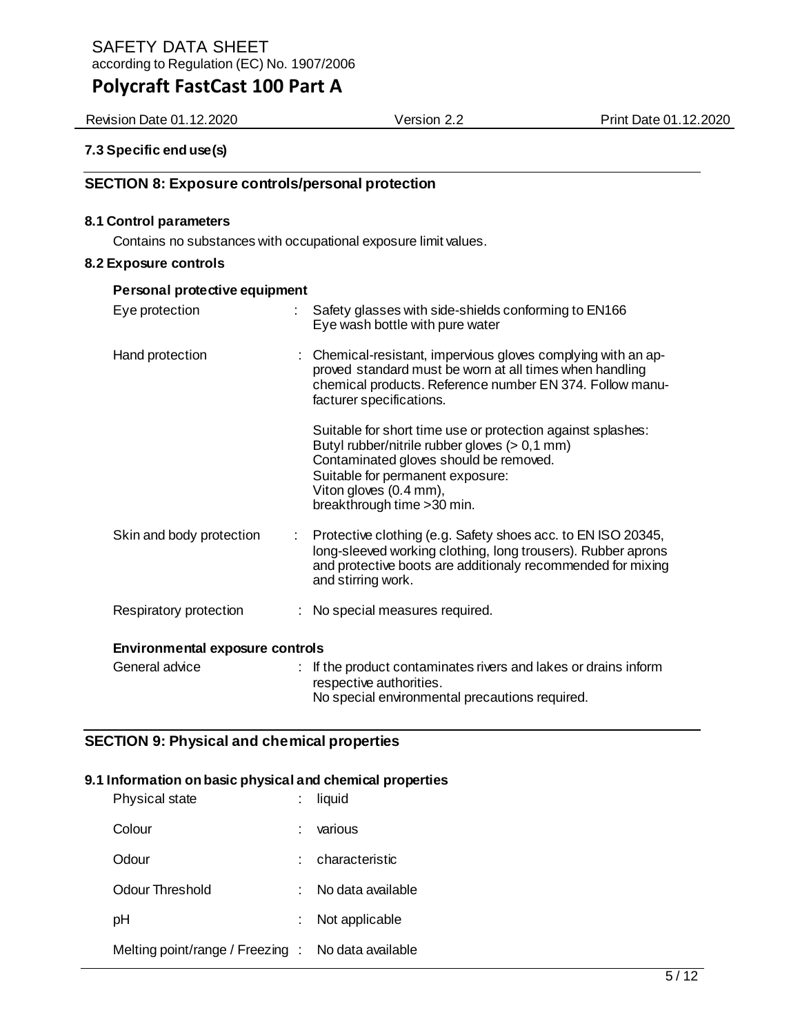### 7.3 Specific end use(s)

## SECTION 8: Exposure controls/personal protection

### 8.1 Control parameters

Contains no substances with occupational exposure limit values.

### 8.2 Exposure controls

**Personal protective equipment**

| | | |
|---|---|---|
| Eye protection | : | Safety glasses with side-shields conforming to EN166<br>Eye wash bottle with pure water |
| Hand protection | : | Chemical-resistant, impervious gloves complying with an approved standard must be worn at all times when handling chemical products. Reference number EN 374. Follow manufacturer specifications.<br><br>Suitable for short time use or protection against splashes:<br>Butyl rubber/nitrile rubber gloves (> 0,1 mm)<br>Contaminated gloves should be removed.<br>Suitable for permanent exposure:<br>Viton gloves (0.4 mm),<br>breakthrough time >30 min. |
| Skin and body protection | : | Protective clothing (e.g. Safety shoes acc. to EN ISO 20345, long-sleeved working clothing, long trousers). Rubber aprons and protective boots are additionaly recommended for mixing and stirring work. |
| Respiratory protection | : | No special measures required. |

**Environmental exposure controls**

| | | |
|---|---|---|
| General advice | : | If the product contaminates rivers and lakes or drains inform respective authorities.<br>No special environmental precautions required. |

## SECTION 9: Physical and chemical properties

### 9.1 Information on basic physical and chemical properties

| | | |
|---|---|---|
| Physical state | : | liquid |
| Colour | : | various |
| Odour | : | characteristic |
| Odour Threshold | : | No data available |
| pH | : | Not applicable |
| Melting point/range / Freezing | : | No data available |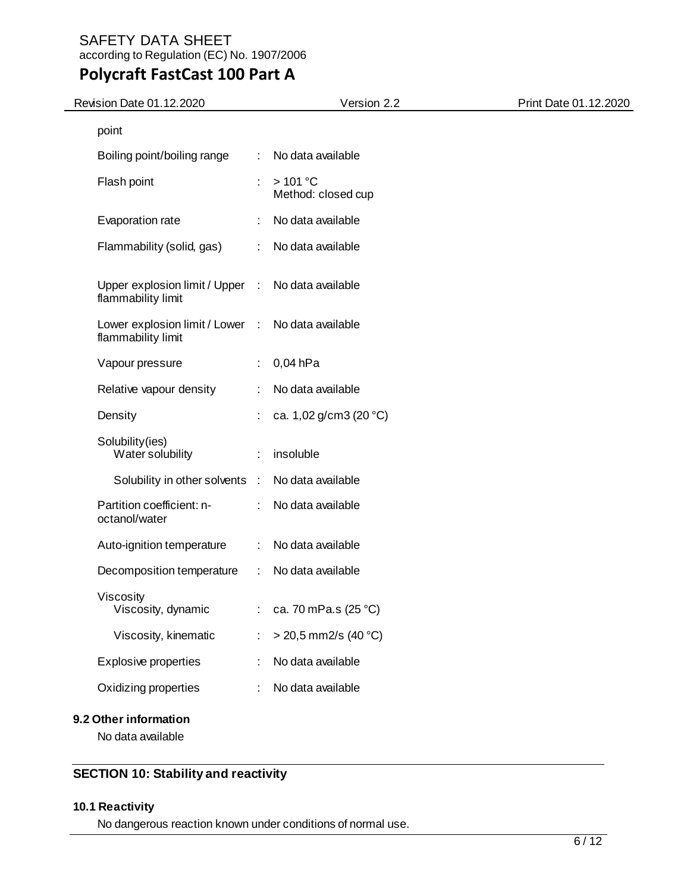point

| | | |
|---|---|---|
| Boiling point/boiling range | : | No data available |
| Flash point | : | > 101 °C<br>Method: closed cup |
| Evaporation rate | : | No data available |
| Flammability (solid, gas) | : | No data available |
| Upper explosion limit / Upper flammability limit | : | No data available |
| Lower explosion limit / Lower flammability limit | : | No data available |
| Vapour pressure | : | 0,04 hPa |
| Relative vapour density | : | No data available |
| Density | : | ca. 1,02 g/cm3 (20 °C) |
| Solubility(ies)<br>Water solubility | : | insoluble |
| Solubility in other solvents | : | No data available |
| Partition coefficient: n-octanol/water | : | No data available |
| Auto-ignition temperature | : | No data available |
| Decomposition temperature | : | No data available |
| Viscosity<br>Viscosity, dynamic | : | ca. 70 mPa.s (25 °C) |
| Viscosity, kinematic | : | > 20,5 mm2/s (40 °C) |
| Explosive properties | : | No data available |
| Oxidizing properties | : | No data available |

### 9.2 Other information

No data available

## SECTION 10: Stability and reactivity

### 10.1 Reactivity

No dangerous reaction known under conditions of normal use.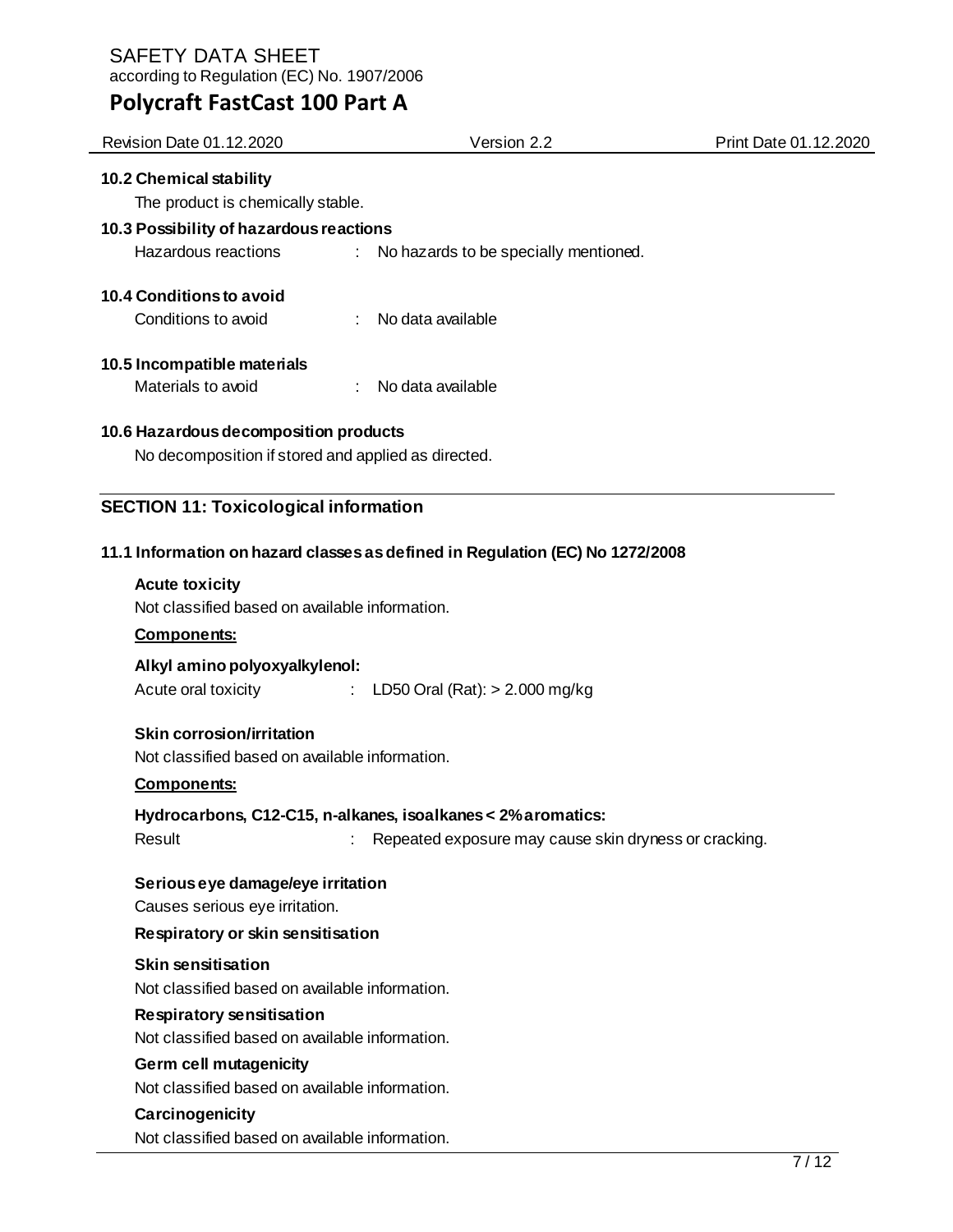### 10.2 Chemical stability

The product is chemically stable.

### 10.3 Possibility of hazardous reactions

Hazardous reactions : No hazards to be specially mentioned.

### 10.4 Conditions to avoid

Conditions to avoid : No data available

### 10.5 Incompatible materials

Materials to avoid : No data available

### 10.6 Hazardous decomposition products

No decomposition if stored and applied as directed.

## SECTION 11: Toxicological information

### 11.1 Information on hazard classes as defined in Regulation (EC) No 1272/2008

**Acute toxicity**

Not classified based on available information.

**Components:**

**Alkyl amino polyoxyalkylenol:**

Acute oral toxicity : LD50 Oral (Rat): > 2.000 mg/kg

**Skin corrosion/irritation**

Not classified based on available information.

**Components:**

**Hydrocarbons, C12-C15, n-alkanes, isoalkanes < 2% aromatics:**

Result : Repeated exposure may cause skin dryness or cracking.

**Serious eye damage/eye irritation**

Causes serious eye irritation.

**Respiratory or skin sensitisation**

**Skin sensitisation**

Not classified based on available information.

**Respiratory sensitisation**

Not classified based on available information.

**Germ cell mutagenicity**

Not classified based on available information.

**Carcinogenicity**

Not classified based on available information.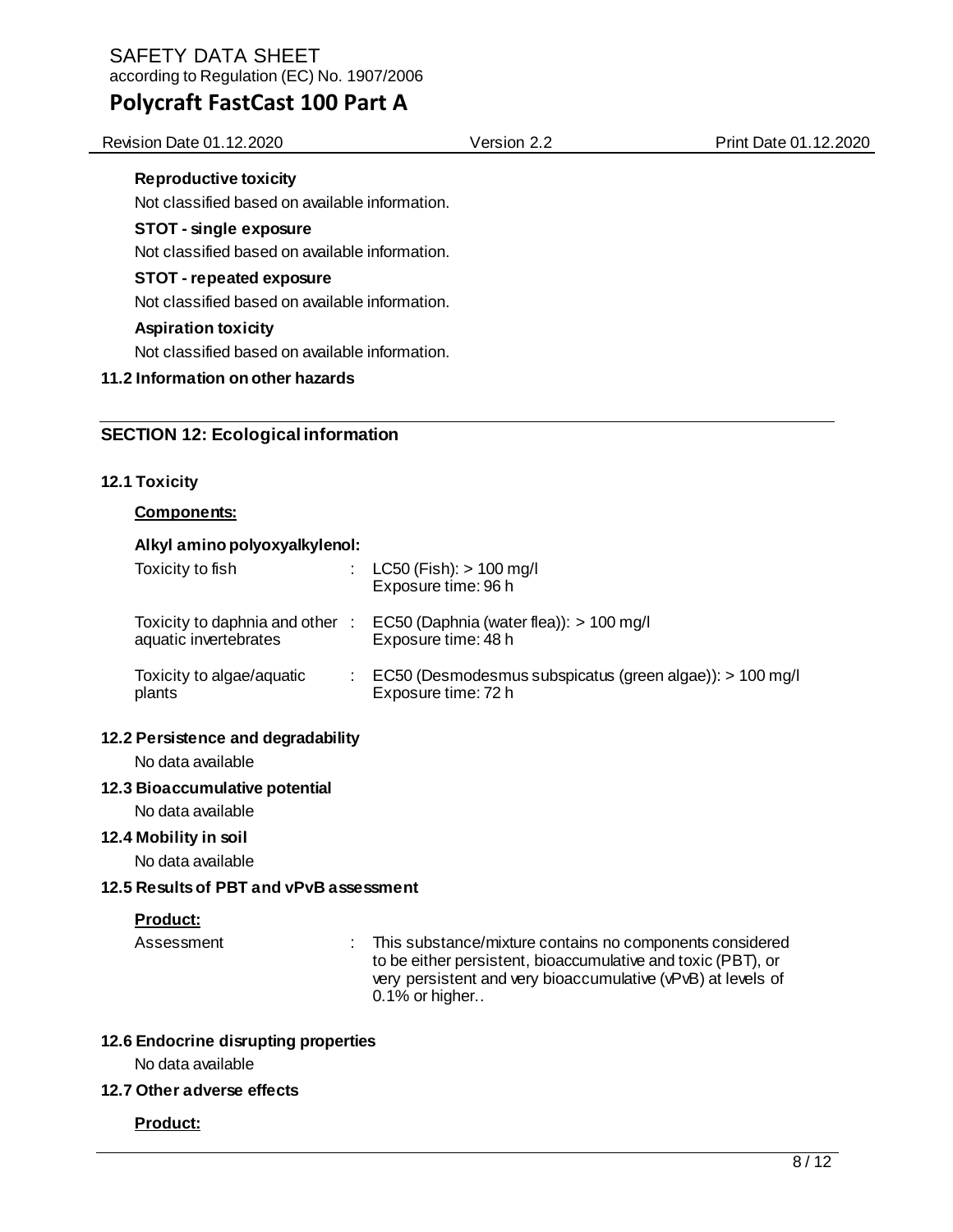**Reproductive toxicity**

Not classified based on available information.

**STOT - single exposure**

Not classified based on available information.

**STOT - repeated exposure**

Not classified based on available information.

**Aspiration toxicity**

Not classified based on available information.

**11.2 Information on other hazards**

## SECTION 12: Ecological information

### 12.1 Toxicity

**Components:**

**Alkyl amino polyoxyalkylenol:**

| | | |
|---|---|---|
| Toxicity to fish | : | LC50 (Fish): > 100 mg/l<br>Exposure time: 96 h |
| Toxicity to daphnia and other aquatic invertebrates | : | EC50 (Daphnia (water flea)): > 100 mg/l<br>Exposure time: 48 h |
| Toxicity to algae/aquatic plants | : | EC50 (Desmodesmus subspicatus (green algae)): > 100 mg/l<br>Exposure time: 72 h |

### 12.2 Persistence and degradability

No data available

### 12.3 Bioaccumulative potential

No data available

### 12.4 Mobility in soil

No data available

### 12.5 Results of PBT and vPvB assessment

**Product:**

| | | |
|---|---|---|
| Assessment | : | This substance/mixture contains no components considered to be either persistent, bioaccumulative and toxic (PBT), or very persistent and very bioaccumulative (vPvB) at levels of 0.1% or higher.. |

### 12.6 Endocrine disrupting properties

No data available

### 12.7 Other adverse effects

**Product:**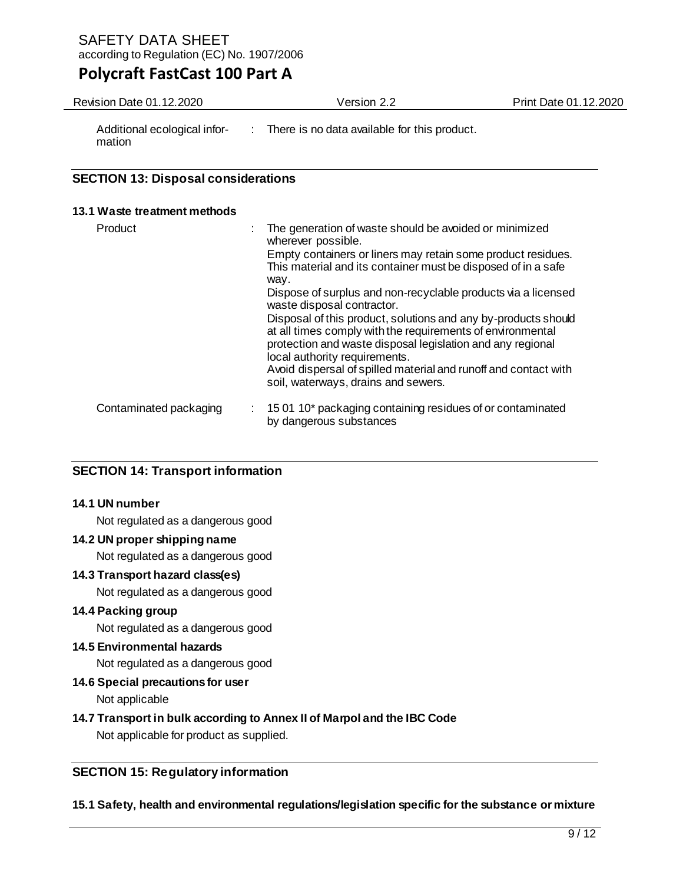| | | |
|---|---|---|
| Additional ecological information | : | There is no data available for this product. |

## SECTION 13: Disposal considerations

### 13.1 Waste treatment methods

| | | |
|---|---|---|
| Product | : | The generation of waste should be avoided or minimized wherever possible. Empty containers or liners may retain some product residues. This material and its container must be disposed of in a safe way. Dispose of surplus and non-recyclable products via a licensed waste disposal contractor. Disposal of this product, solutions and any by-products should at all times comply with the requirements of environmental protection and waste disposal legislation and any regional local authority requirements. Avoid dispersal of spilled material and runoff and contact with soil, waterways, drains and sewers. |
| Contaminated packaging | : | 15 01 10* packaging containing residues of or contaminated by dangerous substances |

## SECTION 14: Transport information

**14.1 UN number**

Not regulated as a dangerous good

**14.2 UN proper shipping name**

Not regulated as a dangerous good

**14.3 Transport hazard class(es)**

Not regulated as a dangerous good

**14.4 Packing group**

Not regulated as a dangerous good

**14.5 Environmental hazards**

Not regulated as a dangerous good

**14.6 Special precautions for user**

Not applicable

**14.7 Transport in bulk according to Annex II of Marpol and the IBC Code**

Not applicable for product as supplied.

## SECTION 15: Regulatory information

**15.1 Safety, health and environmental regulations/legislation specific for the substance or mixture**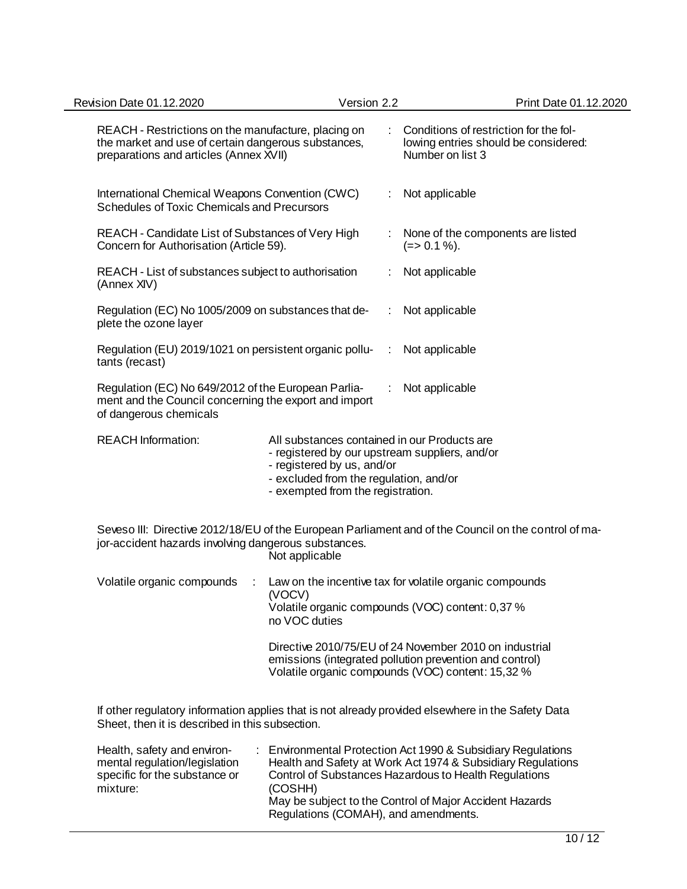| | | |
|---|---|---|
| REACH - Restrictions on the manufacture, placing on the market and use of certain dangerous substances, preparations and articles (Annex XVII) | : | Conditions of restriction for the following entries should be considered: Number on list 3 |
| International Chemical Weapons Convention (CWC) Schedules of Toxic Chemicals and Precursors | : | Not applicable |
| REACH - Candidate List of Substances of Very High Concern for Authorisation (Article 59). | : | None of the components are listed (=> 0.1 %). |
| REACH - List of substances subject to authorisation (Annex XIV) | : | Not applicable |
| Regulation (EC) No 1005/2009 on substances that deplete the ozone layer | : | Not applicable |
| Regulation (EU) 2019/1021 on persistent organic pollutants (recast) | : | Not applicable |
| Regulation (EC) No 649/2012 of the European Parliament and the Council concerning the export and import of dangerous chemicals | : | Not applicable |

REACH Information: All substances contained in our Products are
- registered by our upstream suppliers, and/or
- registered by us, and/or
- excluded from the regulation, and/or
- exempted from the registration.

Seveso III: Directive 2012/18/EU of the European Parliament and of the Council on the control of major-accident hazards involving dangerous substances.
Not applicable

Volatile organic compounds : Law on the incentive tax for volatile organic compounds (VOCV)
Volatile organic compounds (VOC) content: 0,37 %
no VOC duties

Directive 2010/75/EU of 24 November 2010 on industrial emissions (integrated pollution prevention and control)
Volatile organic compounds (VOC) content: 15,32 %

If other regulatory information applies that is not already provided elsewhere in the Safety Data Sheet, then it is described in this subsection.

Health, safety and environmental regulation/legislation specific for the substance or mixture: Environmental Protection Act 1990 & Subsidiary Regulations
Health and Safety at Work Act 1974 & Subsidiary Regulations
Control of Substances Hazardous to Health Regulations (COSHH)
May be subject to the Control of Major Accident Hazards Regulations (COMAH), and amendments.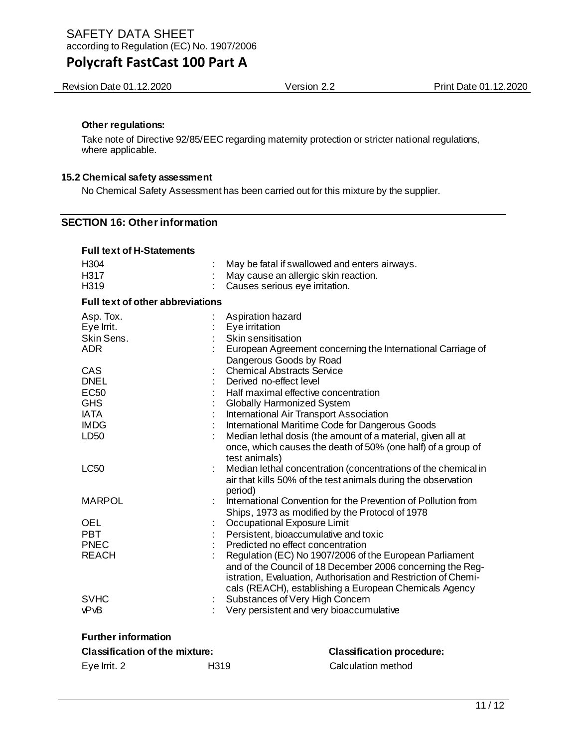**Other regulations:**

Take note of Directive 92/85/EEC regarding maternity protection or stricter national regulations, where applicable.

**15.2 Chemical safety assessment**

No Chemical Safety Assessment has been carried out for this mixture by the supplier.

## SECTION 16: Other information

**Full text of H-Statements**

| | | |
|---|---|---|
| H304 | : | May be fatal if swallowed and enters airways. |
| H317 | : | May cause an allergic skin reaction. |
| H319 | : | Causes serious eye irritation. |

**Full text of other abbreviations**

| | | |
|---|---|---|
| Asp. Tox. | : | Aspiration hazard |
| Eye Irrit. | : | Eye irritation |
| Skin Sens. | : | Skin sensitisation |
| ADR | : | European Agreement concerning the International Carriage of Dangerous Goods by Road |
| CAS | : | Chemical Abstracts Service |
| DNEL | : | Derived no-effect level |
| EC50 | : | Half maximal effective concentration |
| GHS | : | Globally Harmonized System |
| IATA | : | International Air Transport Association |
| IMDG | : | International Maritime Code for Dangerous Goods |
| LD50 | : | Median lethal dosis (the amount of a material, given all at once, which causes the death of 50% (one half) of a group of test animals) |
| LC50 | : | Median lethal concentration (concentrations of the chemical in air that kills 50% of the test animals during the observation period) |
| MARPOL | : | International Convention for the Prevention of Pollution from Ships, 1973 as modified by the Protocol of 1978 |
| OEL | : | Occupational Exposure Limit |
| PBT | : | Persistent, bioaccumulative and toxic |
| PNEC | : | Predicted no effect concentration |
| REACH | : | Regulation (EC) No 1907/2006 of the European Parliament and of the Council of 18 December 2006 concerning the Registration, Evaluation, Authorisation and Restriction of Chemicals (REACH), establishing a European Chemicals Agency |
| SVHC | : | Substances of Very High Concern |
| vPvB | : | Very persistent and very bioaccumulative |

**Further information**

| **Classification of the mixture:** | | **Classification procedure:** |
|---|---|---|
| Eye Irrit. 2 | H319 | Calculation method |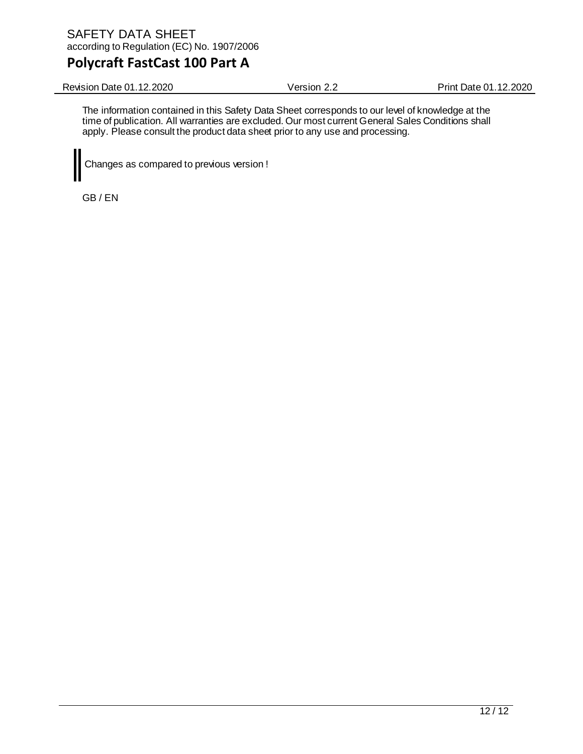The information contained in this Safety Data Sheet corresponds to our level of knowledge at the time of publication. All warranties are excluded. Our most current General Sales Conditions shall apply. Please consult the product data sheet prior to any use and processing.

Changes as compared to previous version !

GB / EN